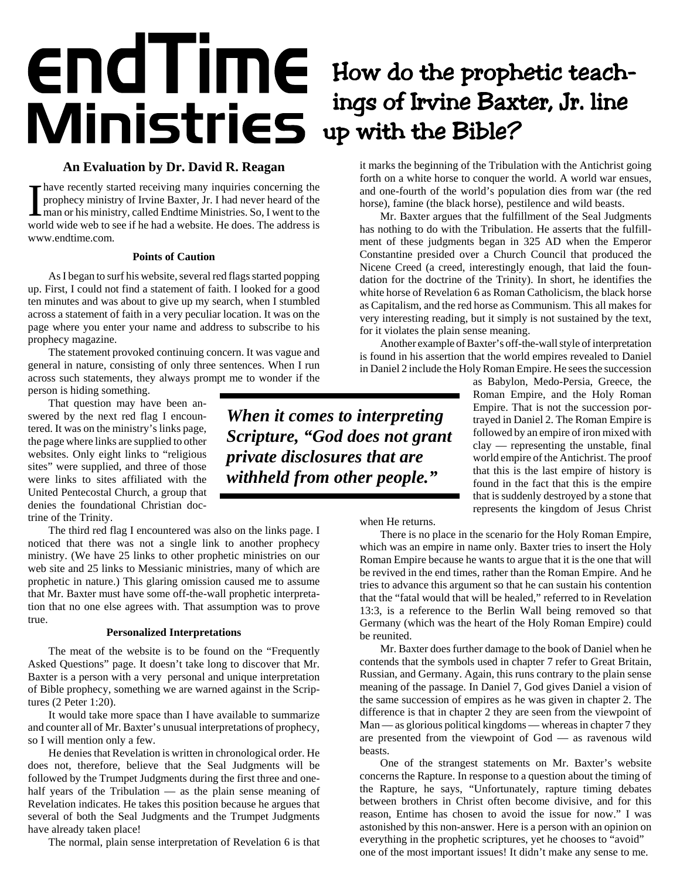# EndTime Ministries

## How do the prophetic teachings of Irvine Baxter, Jr. line up with the Bible?

### An Evaluation by Dr. David R. Reagan

I have recently started receiving many inquiries concerning the prophecy ministry of Irvine Baxter, Jr. I had never heard of the man or his ministry, called Endtime Ministries. So, I went to the world wide web to see if he had a website. He does. The address is www.endtime.com.

#### Points of Caution

As I began to surf his website, several red flags started popping up. First, I could not find a statement of faith. I looked for a good ten minutes and was about to give up my search, when I stumbled across a statement of faith in a very peculiar location. It was on the page where you enter your name and address to subscribe to his prophecy magazine.

The statement provoked continuing concern. It was vague and general in nature, consisting of only three sentences. When I run across such statements, they always prompt me to wonder if the person is hiding something.

That question may have been answered by the next red flag I encountered. It was on the ministry's links page, the page where links are supplied to other websites. Only eight links to "religious sites" were supplied, and three of those were links to sites affiliated with the United Pentecostal Church, a group that denies the foundational Christian doctrine of the Trinity.

The third red flag I encountered was also on the links page. I noticed that there was not a single link to another prophecy ministry. (We have 25 links to other prophetic ministries on our web site and 25 links to Messianic ministries, many of which are prophetic in nature.) This glaring omission caused me to assume that Mr. Baxter must have some off-the-wall prophetic interpretation that no one else agrees with. That assumption was to prove true.

#### Personalized Interpretations

The meat of the website is to be found on the "Frequently Asked Questions" page. It doesn't take long to discover that Mr. Baxter is a person with a very personal and unique interpretation of Bible prophecy, something we are warned against in the Scriptures (2 Peter 1:20).

It would take more space than I have available to summarize and counter all of Mr. Baxter's unusual interpretations of prophecy, so I will mention only a few.

He denies that Revelation is written in chronological order. He does not, therefore, believe that the Seal Judgments will be followed by the Trumpet Judgments during the first three and one-half years of the Tribulation — as the plain sense meaning of Revelation indicates. He takes this position because he argues that several of both the Seal Judgments and the Trumpet Judgments have already taken place!

The normal, plain sense interpretation of Revelation 6 is that it marks the beginning of the Tribulation with the Antichrist going forth on a white horse to conquer the world. A world war ensues, and one-fourth of the world's population dies from war (the red horse), famine (the black horse), pestilence and wild beasts.

Mr. Baxter argues that the fulfillment of the Seal Judgments has nothing to do with the Tribulation. He asserts that the fulfillment of these judgments began in 325 AD when the Emperor Constantine presided over a Church Council that produced the Nicene Creed (a creed, interestingly enough, that laid the foundation for the doctrine of the Trinity). In short, he identifies the white horse of Revelation 6 as Roman Catholicism, the black horse as Capitalism, and the red horse as Communism. This all makes for very interesting reading, but it simply is not sustained by the text, for it violates the plain sense meaning.

Another example of Baxter's off-the-wall style of interpretation is found in his assertion that the world empires revealed to Daniel in Daniel 2 include the Holy Roman Empire. He sees the succession as Babylon, Medo-Persia, Greece, the Roman Empire, and the Holy Roman Empire. That is not the succession portrayed in Daniel 2. The Roman Empire is followed by an empire of iron mixed with clay — representing the unstable, final world empire of the Antichrist. The proof that this is the last empire of history is found in the fact that this is the empire that is suddenly destroyed by a stone that represents the kingdom of Jesus Christ when He returns.

> ***When it comes to interpreting Scripture, "God does not grant private disclosures that are withheld from other people."***

There is no place in the scenario for the Holy Roman Empire, which was an empire in name only. Baxter tries to insert the Holy Roman Empire because he wants to argue that it is the one that will be revived in the end times, rather than the Roman Empire. And he tries to advance this argument so that he can sustain his contention that the "fatal would that will be healed," referred to in Revelation 13:3, is a reference to the Berlin Wall being removed so that Germany (which was the heart of the Holy Roman Empire) could be reunited.

Mr. Baxter does further damage to the book of Daniel when he contends that the symbols used in chapter 7 refer to Great Britain, Russian, and Germany. Again, this runs contrary to the plain sense meaning of the passage. In Daniel 7, God gives Daniel a vision of the same succession of empires as he was given in chapter 2. The difference is that in chapter 2 they are seen from the viewpoint of Man — as glorious political kingdoms — whereas in chapter 7 they are presented from the viewpoint of God — as ravenous wild beasts.

One of the strangest statements on Mr. Baxter's website concerns the Rapture. In response to a question about the timing of the Rapture, he says, "Unfortunately, rapture timing debates between brothers in Christ often become divisive, and for this reason, Entime has chosen to avoid the issue for now." I was astonished by this non-answer. Here is a person with an opinion on everything in the prophetic scriptures, yet he chooses to "avoid" one of the most important issues! It didn't make any sense to me.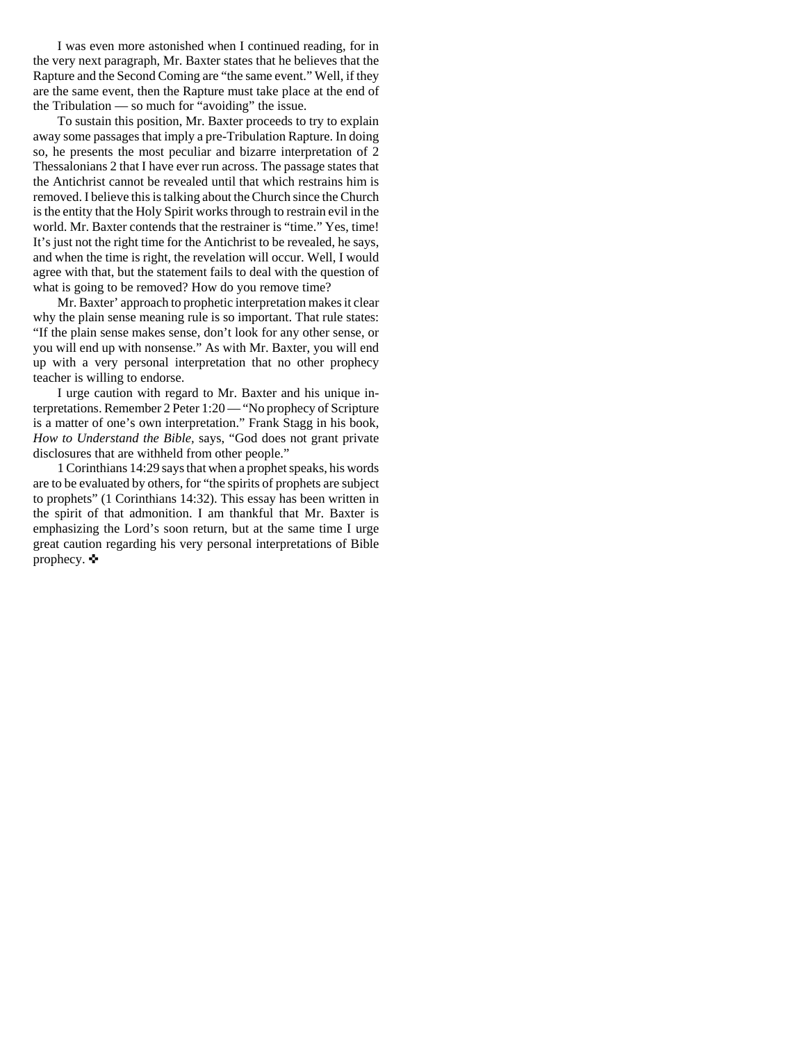I was even more astonished when I continued reading, for in the very next paragraph, Mr. Baxter states that he believes that the Rapture and the Second Coming are "the same event." Well, if they are the same event, then the Rapture must take place at the end of the Tribulation — so much for "avoiding" the issue.

To sustain this position, Mr. Baxter proceeds to try to explain away some passages that imply a pre-Tribulation Rapture. In doing so, he presents the most peculiar and bizarre interpretation of 2 Thessalonians 2 that I have ever run across. The passage states that the Antichrist cannot be revealed until that which restrains him is removed. I believe this is talking about the Church since the Church is the entity that the Holy Spirit works through to restrain evil in the world. Mr. Baxter contends that the restrainer is "time." Yes, time! It's just not the right time for the Antichrist to be revealed, he says, and when the time is right, the revelation will occur. Well, I would agree with that, but the statement fails to deal with the question of what is going to be removed? How do you remove time?

Mr. Baxter' approach to prophetic interpretation makes it clear why the plain sense meaning rule is so important. That rule states: "If the plain sense makes sense, don't look for any other sense, or you will end up with nonsense." As with Mr. Baxter, you will end up with a very personal interpretation that no other prophecy teacher is willing to endorse.

I urge caution with regard to Mr. Baxter and his unique interpretations. Remember 2 Peter 1:20 — "No prophecy of Scripture is a matter of one's own interpretation." Frank Stagg in his book, *How to Understand the Bible*, says, "God does not grant private disclosures that are withheld from other people."

1 Corinthians 14:29 says that when a prophet speaks, his words are to be evaluated by others, for "the spirits of prophets are subject to prophets" (1 Corinthians 14:32). This essay has been written in the spirit of that admonition. I am thankful that Mr. Baxter is emphasizing the Lord's soon return, but at the same time I urge great caution regarding his very personal interpretations of Bible prophecy. ✜